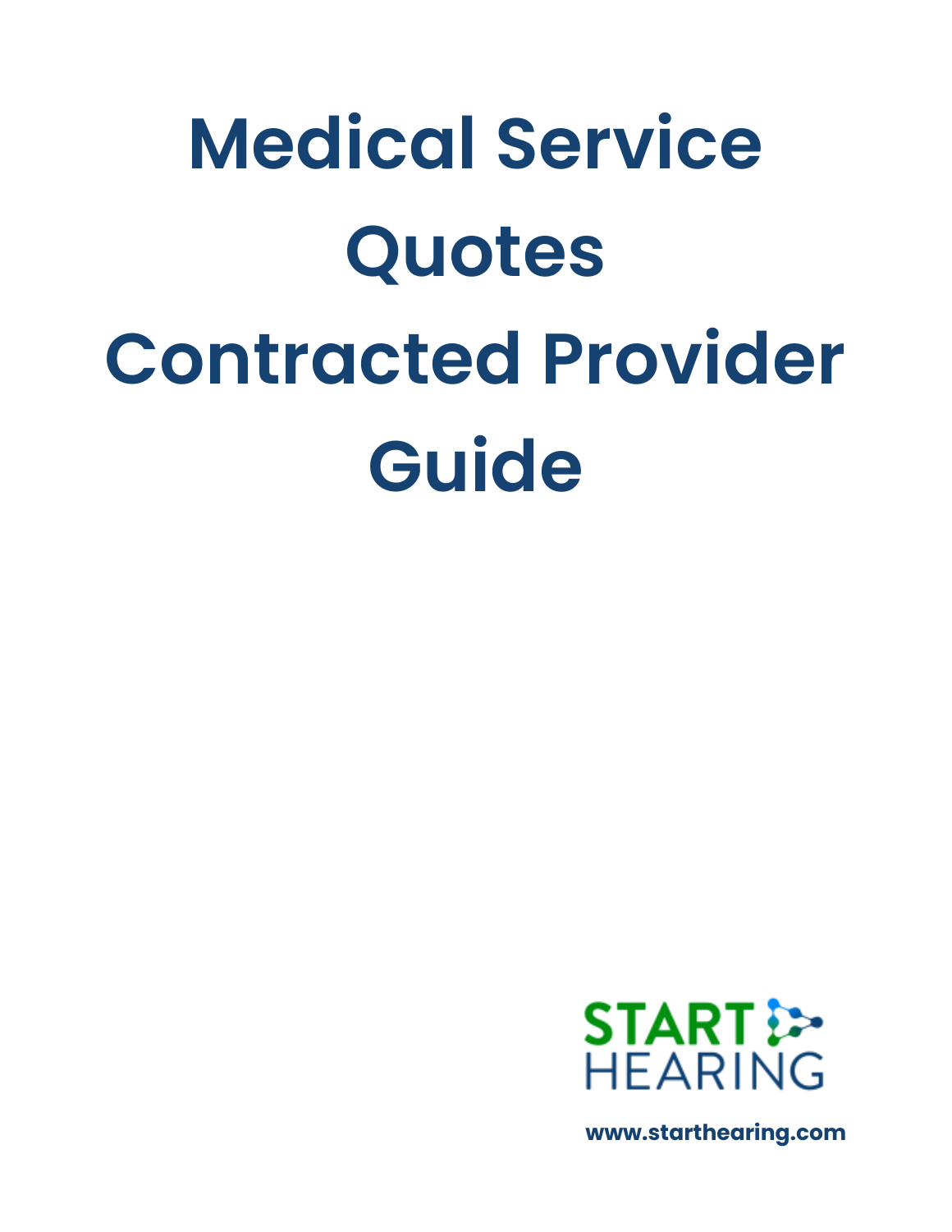# Medical Service Quotes Contracted Provider Guide

START HEARING

www.starthearing.com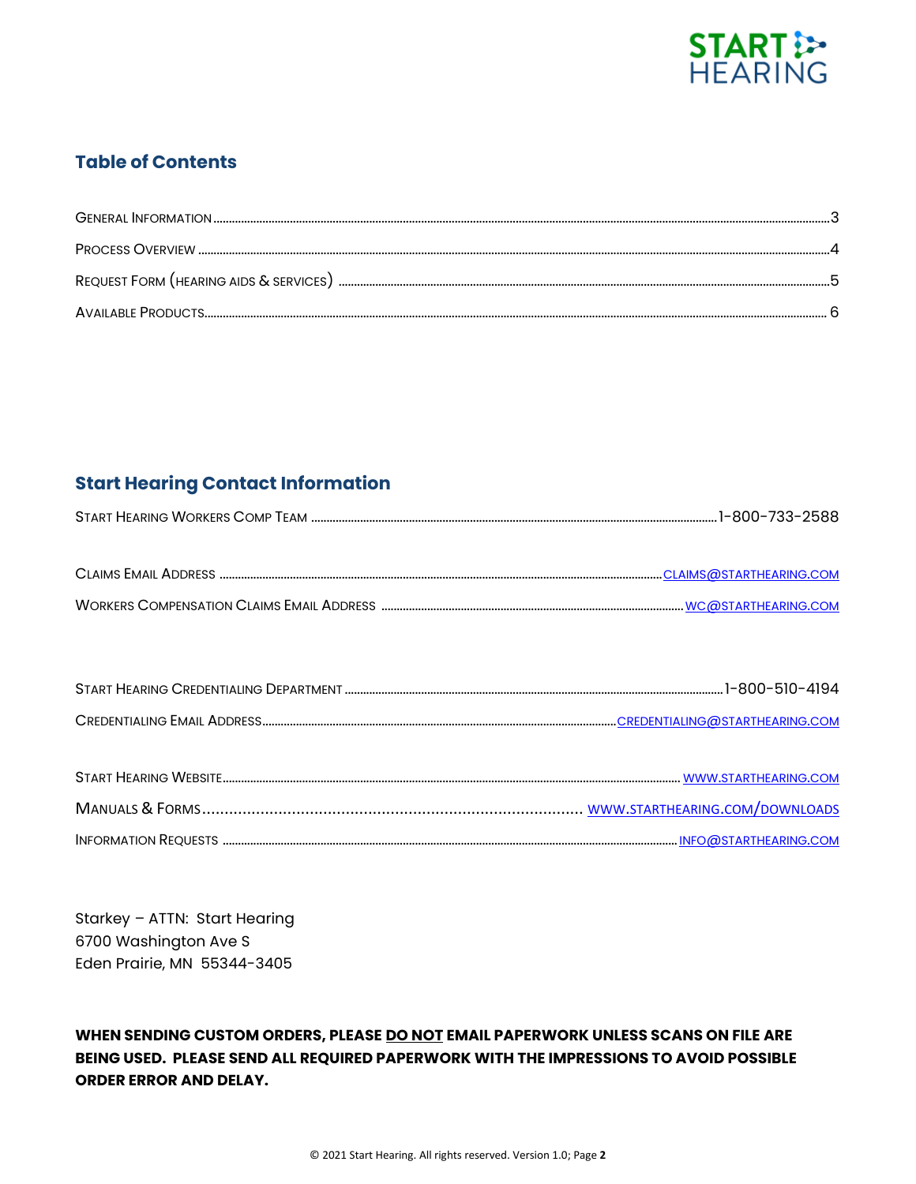## Table of Contents

| | |
|---|---|
| General Information | 3 |
| Process Overview | 4 |
| Request Form (hearing aids & services) | 5 |
| Available Products | 6 |

## Start Hearing Contact Information

| | |
|---|---|
| Start Hearing Workers Comp Team | 1-800-733-2588 |
| Claims Email Address | CLAIMS@STARTHEARING.COM |
| Workers Compensation Claims Email Address | WC@STARTHEARING.COM |
| Start Hearing Credentialing Department | 1-800-510-4194 |
| Credentialing Email Address | CREDENTIALING@STARTHEARING.COM |
| Start Hearing Website | WWW.STARTHEARING.COM |
| Manuals & Forms | WWW.STARTHEARING.COM/DOWNLOADS |
| Information Requests | INFO@STARTHEARING.COM |

Starkey – ATTN: Start Hearing
6700 Washington Ave S
Eden Prairie, MN 55344-3405

**WHEN SENDING CUSTOM ORDERS, PLEASE DO NOT EMAIL PAPERWORK UNLESS SCANS ON FILE ARE BEING USED. PLEASE SEND ALL REQUIRED PAPERWORK WITH THE IMPRESSIONS TO AVOID POSSIBLE ORDER ERROR AND DELAY.**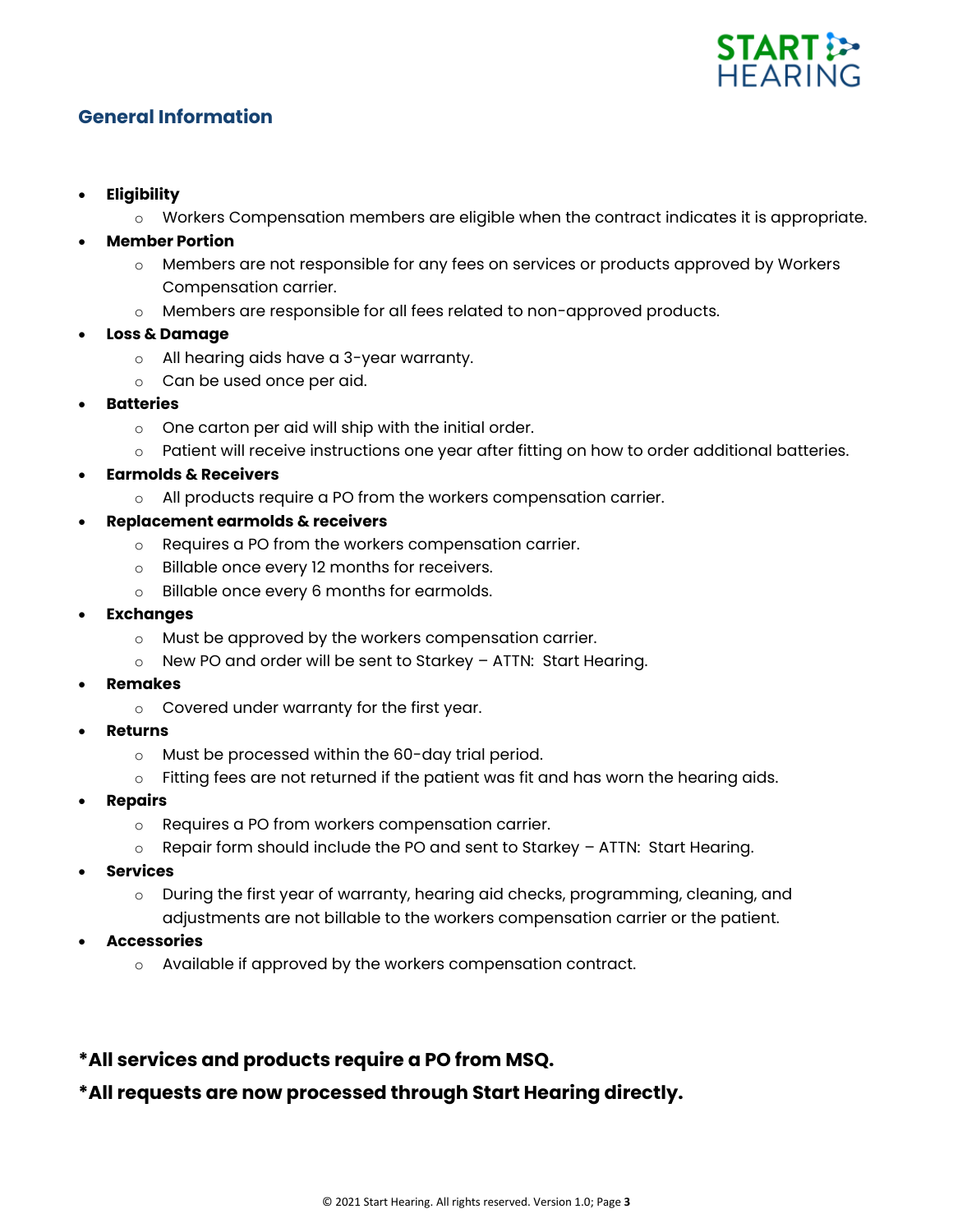## General Information

- **Eligibility**
  - Workers Compensation members are eligible when the contract indicates it is appropriate.
- **Member Portion**
  - Members are not responsible for any fees on services or products approved by Workers Compensation carrier.
  - Members are responsible for all fees related to non-approved products.
- **Loss & Damage**
  - All hearing aids have a 3-year warranty.
  - Can be used once per aid.
- **Batteries**
  - One carton per aid will ship with the initial order.
  - Patient will receive instructions one year after fitting on how to order additional batteries.
- **Earmolds & Receivers**
  - All products require a PO from the workers compensation carrier.
- **Replacement earmolds & receivers**
  - Requires a PO from the workers compensation carrier.
  - Billable once every 12 months for receivers.
  - Billable once every 6 months for earmolds.
- **Exchanges**
  - Must be approved by the workers compensation carrier.
  - New PO and order will be sent to Starkey – ATTN: Start Hearing.
- **Remakes**
  - Covered under warranty for the first year.
- **Returns**
  - Must be processed within the 60-day trial period.
  - Fitting fees are not returned if the patient was fit and has worn the hearing aids.
- **Repairs**
  - Requires a PO from workers compensation carrier.
  - Repair form should include the PO and sent to Starkey – ATTN: Start Hearing.
- **Services**
  - During the first year of warranty, hearing aid checks, programming, cleaning, and adjustments are not billable to the workers compensation carrier or the patient.
- **Accessories**
  - Available if approved by the workers compensation contract.

**\*All services and products require a PO from MSQ.**

**\*All requests are now processed through Start Hearing directly.**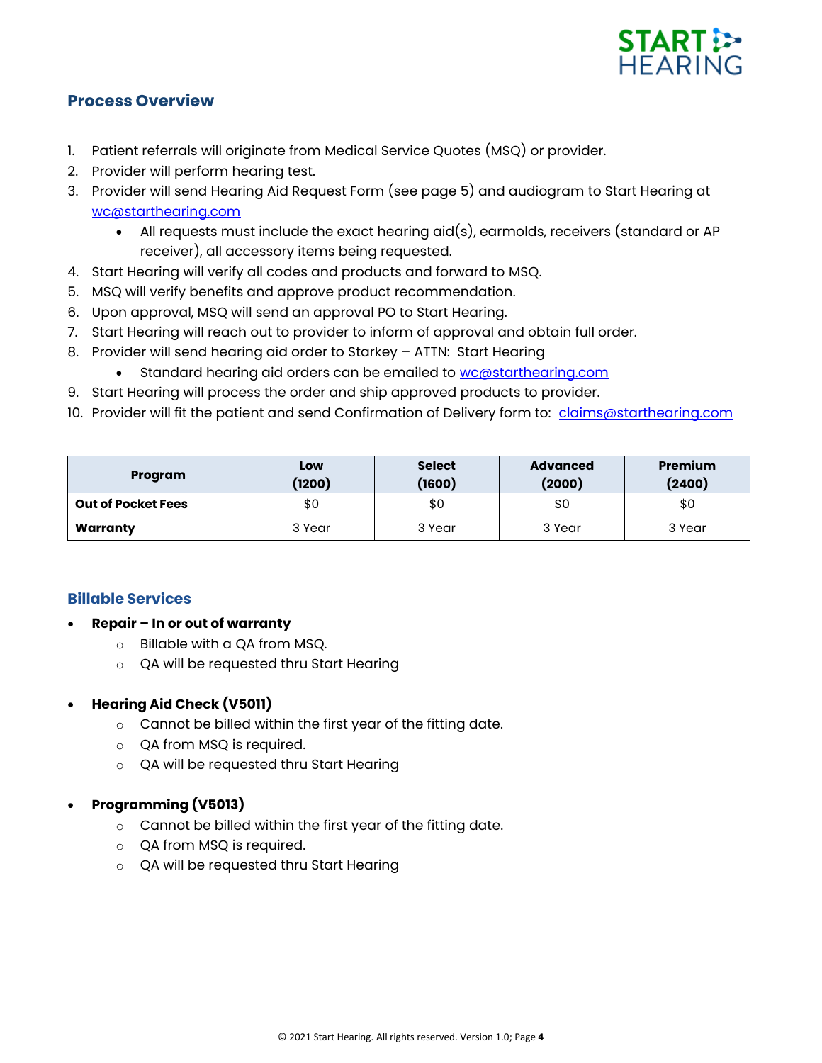## Process Overview

1. Patient referrals will originate from Medical Service Quotes (MSQ) or provider.
2. Provider will perform hearing test.
3. Provider will send Hearing Aid Request Form (see page 5) and audiogram to Start Hearing at wc@starthearing.com
   - All requests must include the exact hearing aid(s), earmolds, receivers (standard or AP receiver), all accessory items being requested.
4. Start Hearing will verify all codes and products and forward to MSQ.
5. MSQ will verify benefits and approve product recommendation.
6. Upon approval, MSQ will send an approval PO to Start Hearing.
7. Start Hearing will reach out to provider to inform of approval and obtain full order.
8. Provider will send hearing aid order to Starkey – ATTN: Start Hearing
   - Standard hearing aid orders can be emailed to wc@starthearing.com
9. Start Hearing will process the order and ship approved products to provider.
10. Provider will fit the patient and send Confirmation of Delivery form to: claims@starthearing.com

| Program | Low (1200) | Select (1600) | Advanced (2000) | Premium (2400) |
|---|---|---|---|---|
| **Out of Pocket Fees** | $0 | $0 | $0 | $0 |
| **Warranty** | 3 Year | 3 Year | 3 Year | 3 Year |

## Billable Services

- **Repair – In or out of warranty**
  - Billable with a QA from MSQ.
  - QA will be requested thru Start Hearing
- **Hearing Aid Check (V5011)**
  - Cannot be billed within the first year of the fitting date.
  - QA from MSQ is required.
  - QA will be requested thru Start Hearing
- **Programming (V5013)**
  - Cannot be billed within the first year of the fitting date.
  - QA from MSQ is required.
  - QA will be requested thru Start Hearing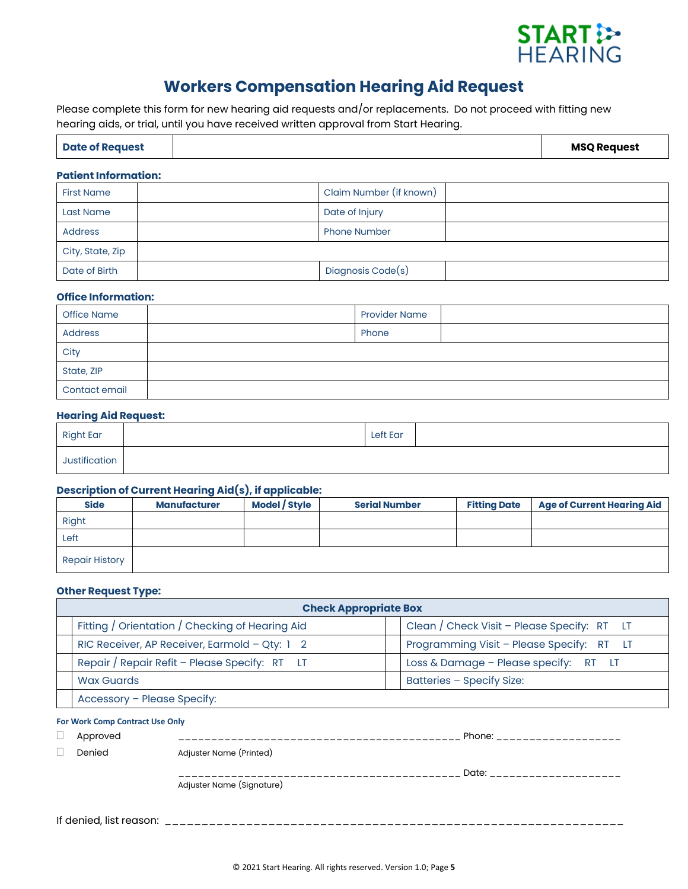START HEARING

# Workers Compensation Hearing Aid Request

Please complete this form for new hearing aid requests and/or replacements. Do not proceed with fitting new hearing aids, or trial, until you have received written approval from Start Hearing.

| **Date of Request** | | **MSQ Request** |
|---|---|---|

### Patient Information:

| First Name | | Claim Number (if known) | |
|---|---|---|---|
| Last Name | | Date of Injury | |
| Address | | Phone Number | |
| City, State, Zip | | | |
| Date of Birth | | Diagnosis Code(s) | |

### Office Information:

| Office Name | | Provider Name | |
|---|---|---|---|
| Address | | Phone | |
| City | | | |
| State, ZIP | | | |
| Contact email | | | |

### Hearing Aid Request:

| Right Ear | | Left Ear | |
|---|---|---|---|
| Justification | | | |

### Description of Current Hearing Aid(s), if applicable:

| Side | Manufacturer | Model / Style | Serial Number | Fitting Date | Age of Current Hearing Aid |
|---|---|---|---|---|---|
| Right | | | | | |
| Left | | | | | |
| Repair History | | | | | |

### Other Request Type:

| | **Check Appropriate Box** | | |
|---|---|---|---|
| ☐ | Fitting / Orientation / Checking of Hearing Aid | ☐ | Clean / Check Visit – Please Specify: RT LT |
| ☐ | RIC Receiver, AP Receiver, Earmold – Qty: 1 2 | ☐ | Programming Visit – Please Specify: RT LT |
| ☐ | Repair / Repair Refit – Please Specify: RT LT | ☐ | Loss & Damage – Please specify: RT LT |
| ☐ | Wax Guards | ☐ | Batteries – Specify Size: |
| ☐ | Accessory – Please Specify: | | |

**For Work Comp Contract Use Only**

☐ Approved ____________________________________________ Phone: ____________________

☐ Denied Adjuster Name (Printed)

____________________________________________ Date: ____________________

Adjuster Name (Signature)

If denied, list reason: ________________________________________________________________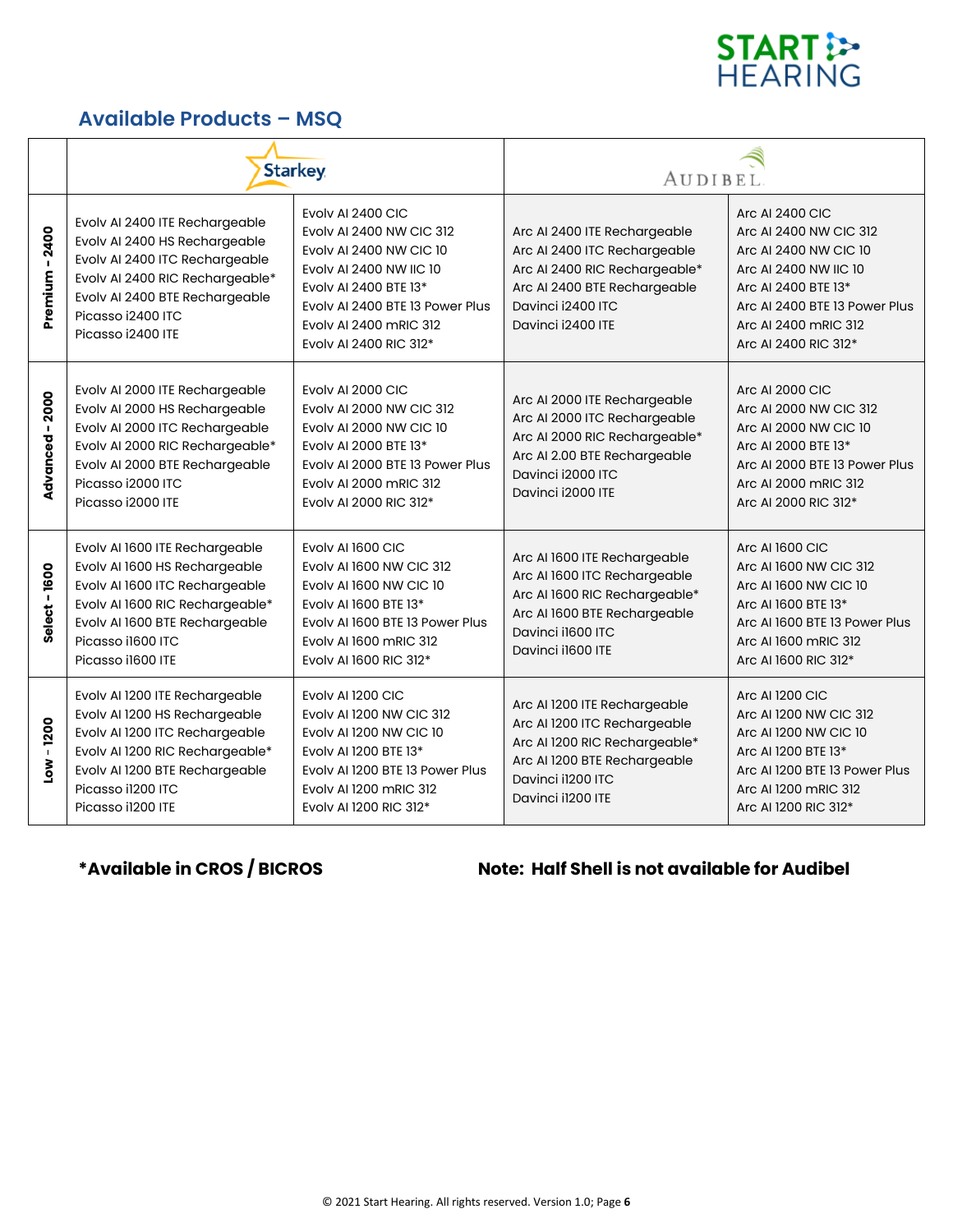## Available Products – MSQ

| | Starkey | | Audibel | |
|---|---|---|---|---|
| **Premium - 2400** | Evolv AI 2400 ITE Rechargeable<br>Evolv AI 2400 HS Rechargeable<br>Evolv AI 2400 ITC Rechargeable<br>Evolv AI 2400 RIC Rechargeable*<br>Evolv AI 2400 BTE Rechargeable<br>Picasso i2400 ITC<br>Picasso i2400 ITE | Evolv AI 2400 CIC<br>Evolv AI 2400 NW CIC 312<br>Evolv AI 2400 NW CIC 10<br>Evolv AI 2400 NW IIC 10<br>Evolv AI 2400 BTE 13*<br>Evolv AI 2400 BTE 13 Power Plus<br>Evolv AI 2400 mRIC 312<br>Evolv AI 2400 RIC 312* | Arc AI 2400 ITE Rechargeable<br>Arc AI 2400 ITC Rechargeable<br>Arc AI 2400 RIC Rechargeable*<br>Arc AI 2400 BTE Rechargeable<br>Davinci i2400 ITC<br>Davinci i2400 ITE | Arc AI 2400 CIC<br>Arc AI 2400 NW CIC 312<br>Arc AI 2400 NW CIC 10<br>Arc AI 2400 NW IIC 10<br>Arc AI 2400 BTE 13*<br>Arc AI 2400 BTE 13 Power Plus<br>Arc AI 2400 mRIC 312<br>Arc AI 2400 RIC 312* |
| **Advanced - 2000** | Evolv AI 2000 ITE Rechargeable<br>Evolv AI 2000 HS Rechargeable<br>Evolv AI 2000 ITC Rechargeable<br>Evolv AI 2000 RIC Rechargeable*<br>Evolv AI 2000 BTE Rechargeable<br>Picasso i2000 ITC<br>Picasso i2000 ITE | Evolv AI 2000 CIC<br>Evolv AI 2000 NW CIC 312<br>Evolv AI 2000 NW CIC 10<br>Evolv AI 2000 BTE 13*<br>Evolv AI 2000 BTE 13 Power Plus<br>Evolv AI 2000 mRIC 312<br>Evolv AI 2000 RIC 312* | Arc AI 2000 ITE Rechargeable<br>Arc AI 2000 ITC Rechargeable<br>Arc AI 2000 RIC Rechargeable*<br>Arc AI 2.00 BTE Rechargeable<br>Davinci i2000 ITC<br>Davinci i2000 ITE | Arc AI 2000 CIC<br>Arc AI 2000 NW CIC 312<br>Arc AI 2000 NW CIC 10<br>Arc AI 2000 BTE 13*<br>Arc AI 2000 BTE 13 Power Plus<br>Arc AI 2000 mRIC 312<br>Arc AI 2000 RIC 312* |
| **Select - 1600** | Evolv AI 1600 ITE Rechargeable<br>Evolv AI 1600 HS Rechargeable<br>Evolv AI 1600 ITC Rechargeable<br>Evolv AI 1600 RIC Rechargeable*<br>Evolv AI 1600 BTE Rechargeable<br>Picasso i1600 ITC<br>Picasso i1600 ITE | Evolv AI 1600 CIC<br>Evolv AI 1600 NW CIC 312<br>Evolv AI 1600 NW CIC 10<br>Evolv AI 1600 BTE 13*<br>Evolv AI 1600 BTE 13 Power Plus<br>Evolv AI 1600 mRIC 312<br>Evolv AI 1600 RIC 312* | Arc AI 1600 ITE Rechargeable<br>Arc AI 1600 ITC Rechargeable<br>Arc AI 1600 RIC Rechargeable*<br>Arc AI 1600 BTE Rechargeable<br>Davinci i1600 ITC<br>Davinci i1600 ITE | Arc AI 1600 CIC<br>Arc AI 1600 NW CIC 312<br>Arc AI 1600 NW CIC 10<br>Arc AI 1600 BTE 13*<br>Arc AI 1600 BTE 13 Power Plus<br>Arc AI 1600 mRIC 312<br>Arc AI 1600 RIC 312* |
| **Low - 1200** | Evolv AI 1200 ITE Rechargeable<br>Evolv AI 1200 HS Rechargeable<br>Evolv AI 1200 ITC Rechargeable<br>Evolv AI 1200 RIC Rechargeable*<br>Evolv AI 1200 BTE Rechargeable<br>Picasso i1200 ITC<br>Picasso i1200 ITE | Evolv AI 1200 CIC<br>Evolv AI 1200 NW CIC 312<br>Evolv AI 1200 NW CIC 10<br>Evolv AI 1200 BTE 13*<br>Evolv AI 1200 BTE 13 Power Plus<br>Evolv AI 1200 mRIC 312<br>Evolv AI 1200 RIC 312* | Arc AI 1200 ITE Rechargeable<br>Arc AI 1200 ITC Rechargeable<br>Arc AI 1200 RIC Rechargeable*<br>Arc AI 1200 BTE Rechargeable<br>Davinci i1200 ITC<br>Davinci i1200 ITE | Arc AI 1200 CIC<br>Arc AI 1200 NW CIC 312<br>Arc AI 1200 NW CIC 10<br>Arc AI 1200 BTE 13*<br>Arc AI 1200 BTE 13 Power Plus<br>Arc AI 1200 mRIC 312<br>Arc AI 1200 RIC 312* |

**\*Available in CROS / BICROS**

**Note: Half Shell is not available for Audibel**